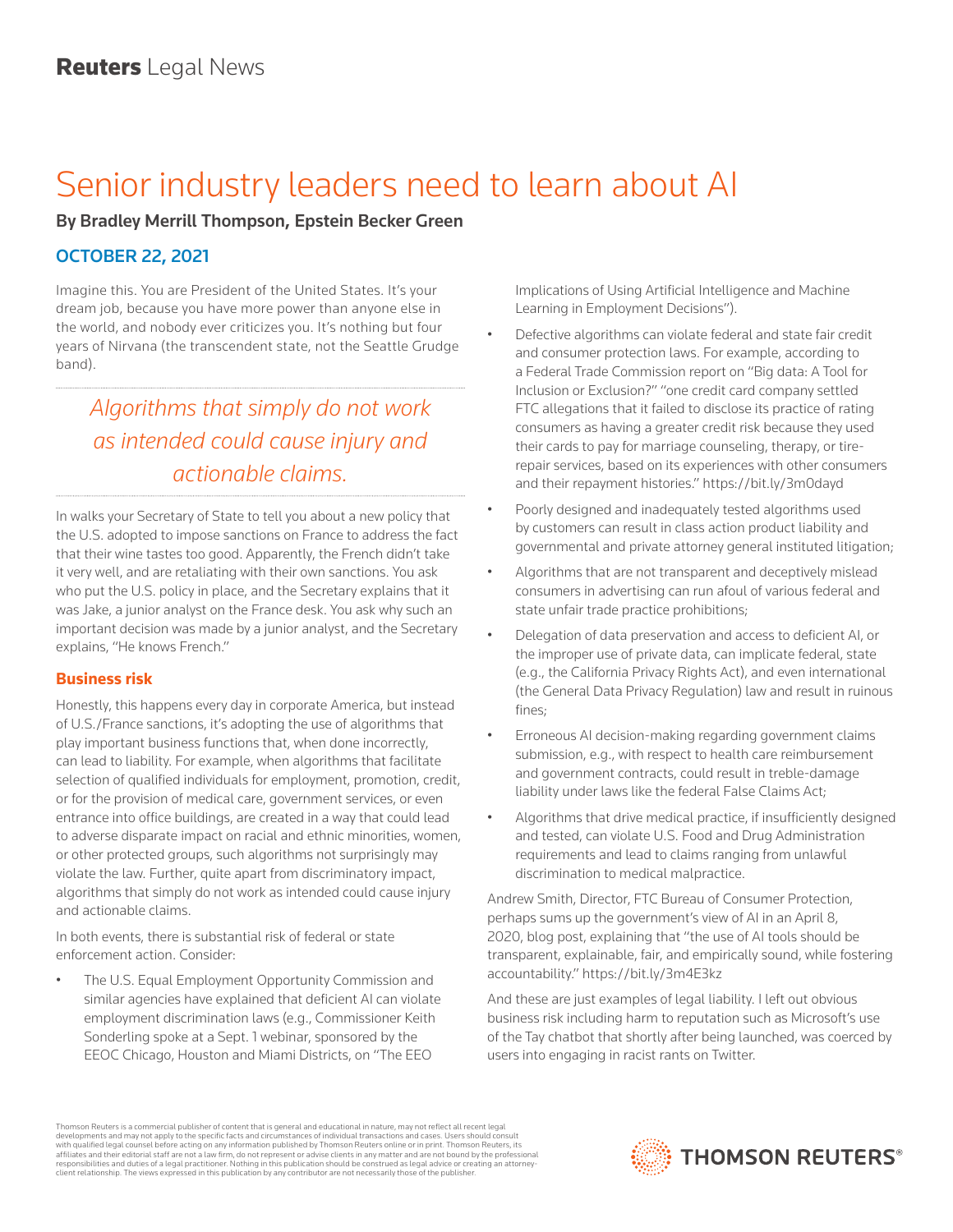# Senior industry leaders need to learn about AI

**By Bradley Merrill Thompson, Epstein Becker Green**

**OCTOBER 22, 2021**

Imagine this. You are President of the United States. It's your dream job, because you have more power than anyone else in the world, and nobody ever criticizes you. It's nothing but four years of Nirvana (the transcendent state, not the Seattle Grudge band).

*Algorithms that simply do not work as intended could cause injury and actionable claims.*

In walks your Secretary of State to tell you about a new policy that the U.S. adopted to impose sanctions on France to address the fact that their wine tastes too good. Apparently, the French didn't take it very well, and are retaliating with their own sanctions. You ask who put the U.S. policy in place, and the Secretary explains that it was Jake, a junior analyst on the France desk. You ask why such an important decision was made by a junior analyst, and the Secretary explains, "He knows French."

## Business risk

Honestly, this happens every day in corporate America, but instead of U.S./France sanctions, it's adopting the use of algorithms that play important business functions that, when done incorrectly, can lead to liability. For example, when algorithms that facilitate selection of qualified individuals for employment, promotion, credit, or for the provision of medical care, government services, or even entrance into office buildings, are created in a way that could lead to adverse disparate impact on racial and ethnic minorities, women, or other protected groups, such algorithms not surprisingly may violate the law. Further, quite apart from discriminatory impact, algorithms that simply do not work as intended could cause injury and actionable claims.

In both events, there is substantial risk of federal or state enforcement action. Consider:

- The U.S. Equal Employment Opportunity Commission and similar agencies have explained that deficient AI can violate employment discrimination laws (e.g., Commissioner Keith Sonderling spoke at a Sept. 1 webinar, sponsored by the EEOC Chicago, Houston and Miami Districts, on "The EEO Implications of Using Artificial Intelligence and Machine Learning in Employment Decisions").
- Defective algorithms can violate federal and state fair credit and consumer protection laws. For example, according to a Federal Trade Commission report on "Big data: A Tool for Inclusion or Exclusion?" "one credit card company settled FTC allegations that it failed to disclose its practice of rating consumers as having a greater credit risk because they used their cards to pay for marriage counseling, therapy, or tire-repair services, based on its experiences with other consumers and their repayment histories." https://bit.ly/3m0dayd
- Poorly designed and inadequately tested algorithms used by customers can result in class action product liability and governmental and private attorney general instituted litigation;
- Algorithms that are not transparent and deceptively mislead consumers in advertising can run afoul of various federal and state unfair trade practice prohibitions;
- Delegation of data preservation and access to deficient AI, or the improper use of private data, can implicate federal, state (e.g., the California Privacy Rights Act), and even international (the General Data Privacy Regulation) law and result in ruinous fines;
- Erroneous AI decision-making regarding government claims submission, e.g., with respect to health care reimbursement and government contracts, could result in treble-damage liability under laws like the federal False Claims Act;
- Algorithms that drive medical practice, if insufficiently designed and tested, can violate U.S. Food and Drug Administration requirements and lead to claims ranging from unlawful discrimination to medical malpractice.

Andrew Smith, Director, FTC Bureau of Consumer Protection, perhaps sums up the government's view of AI in an April 8, 2020, blog post, explaining that "the use of AI tools should be transparent, explainable, fair, and empirically sound, while fostering accountability." https://bit.ly/3m4E3kz

And these are just examples of legal liability. I left out obvious business risk including harm to reputation such as Microsoft's use of the Tay chatbot that shortly after being launched, was coerced by users into engaging in racist rants on Twitter.

Thomson Reuters is a commercial publisher of content that is general and educational in nature, may not reflect all recent legal developments and may not apply to the specific facts and circumstances of individual transactions and cases. Users should consult with qualified legal counsel before acting on any information published by Thomson Reuters online or in print. Thomson Reuters, its affiliates and their editorial staff are not a law firm, do not represent or advise clients in any matter and are not bound by the professional responsibilities and duties of a legal practitioner. Nothing in this publication should be construed as legal advice or creating an attorney-client relationship. The views expressed in this publication by any contributor are not necessarily those of the publisher.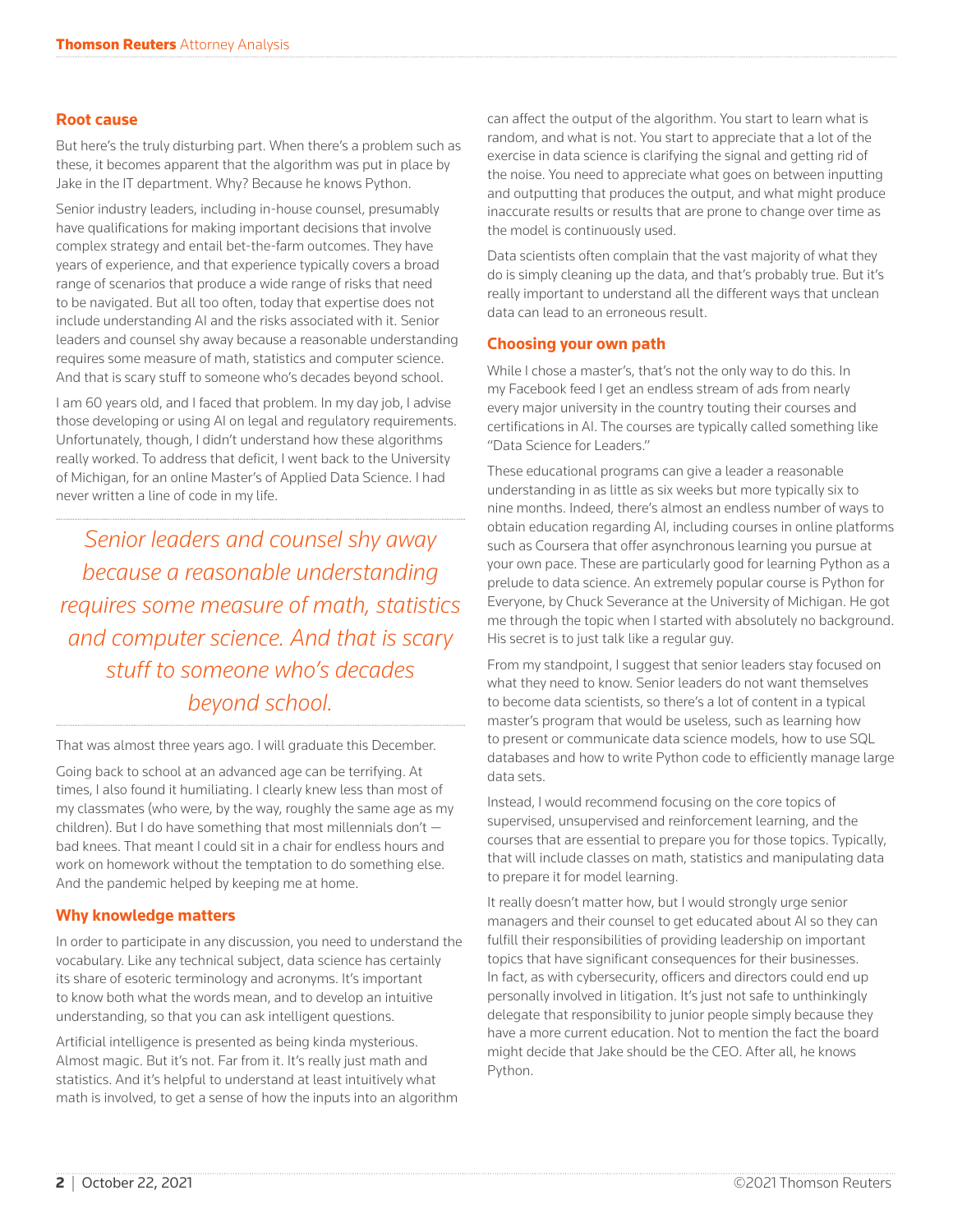## Root cause

But here's the truly disturbing part. When there's a problem such as these, it becomes apparent that the algorithm was put in place by Jake in the IT department. Why? Because he knows Python.

Senior industry leaders, including in-house counsel, presumably have qualifications for making important decisions that involve complex strategy and entail bet-the-farm outcomes. They have years of experience, and that experience typically covers a broad range of scenarios that produce a wide range of risks that need to be navigated. But all too often, today that expertise does not include understanding AI and the risks associated with it. Senior leaders and counsel shy away because a reasonable understanding requires some measure of math, statistics and computer science. And that is scary stuff to someone who's decades beyond school.

I am 60 years old, and I faced that problem. In my day job, I advise those developing or using AI on legal and regulatory requirements. Unfortunately, though, I didn't understand how these algorithms really worked. To address that deficit, I went back to the University of Michigan, for an online Master's of Applied Data Science. I had never written a line of code in my life.

> *Senior leaders and counsel shy away because a reasonable understanding requires some measure of math, statistics and computer science. And that is scary stuff to someone who's decades beyond school.*

That was almost three years ago. I will graduate this December.

Going back to school at an advanced age can be terrifying. At times, I also found it humiliating. I clearly knew less than most of my classmates (who were, by the way, roughly the same age as my children). But I do have something that most millennials don't — bad knees. That meant I could sit in a chair for endless hours and work on homework without the temptation to do something else. And the pandemic helped by keeping me at home.

## Why knowledge matters

In order to participate in any discussion, you need to understand the vocabulary. Like any technical subject, data science has certainly its share of esoteric terminology and acronyms. It's important to know both what the words mean, and to develop an intuitive understanding, so that you can ask intelligent questions.

Artificial intelligence is presented as being kinda mysterious. Almost magic. But it's not. Far from it. It's really just math and statistics. And it's helpful to understand at least intuitively what math is involved, to get a sense of how the inputs into an algorithm can affect the output of the algorithm. You start to learn what is random, and what is not. You start to appreciate that a lot of the exercise in data science is clarifying the signal and getting rid of the noise. You need to appreciate what goes on between inputting and outputting that produces the output, and what might produce inaccurate results or results that are prone to change over time as the model is continuously used.

Data scientists often complain that the vast majority of what they do is simply cleaning up the data, and that's probably true. But it's really important to understand all the different ways that unclean data can lead to an erroneous result.

## Choosing your own path

While I chose a master's, that's not the only way to do this. In my Facebook feed I get an endless stream of ads from nearly every major university in the country touting their courses and certifications in AI. The courses are typically called something like "Data Science for Leaders."

These educational programs can give a leader a reasonable understanding in as little as six weeks but more typically six to nine months. Indeed, there's almost an endless number of ways to obtain education regarding AI, including courses in online platforms such as Coursera that offer asynchronous learning you pursue at your own pace. These are particularly good for learning Python as a prelude to data science. An extremely popular course is Python for Everyone, by Chuck Severance at the University of Michigan. He got me through the topic when I started with absolutely no background. His secret is to just talk like a regular guy.

From my standpoint, I suggest that senior leaders stay focused on what they need to know. Senior leaders do not want themselves to become data scientists, so there's a lot of content in a typical master's program that would be useless, such as learning how to present or communicate data science models, how to use SQL databases and how to write Python code to efficiently manage large data sets.

Instead, I would recommend focusing on the core topics of supervised, unsupervised and reinforcement learning, and the courses that are essential to prepare you for those topics. Typically, that will include classes on math, statistics and manipulating data to prepare it for model learning.

It really doesn't matter how, but I would strongly urge senior managers and their counsel to get educated about AI so they can fulfill their responsibilities of providing leadership on important topics that have significant consequences for their businesses. In fact, as with cybersecurity, officers and directors could end up personally involved in litigation. It's just not safe to unthinkingly delegate that responsibility to junior people simply because they have a more current education. Not to mention the fact the board might decide that Jake should be the CEO. After all, he knows Python.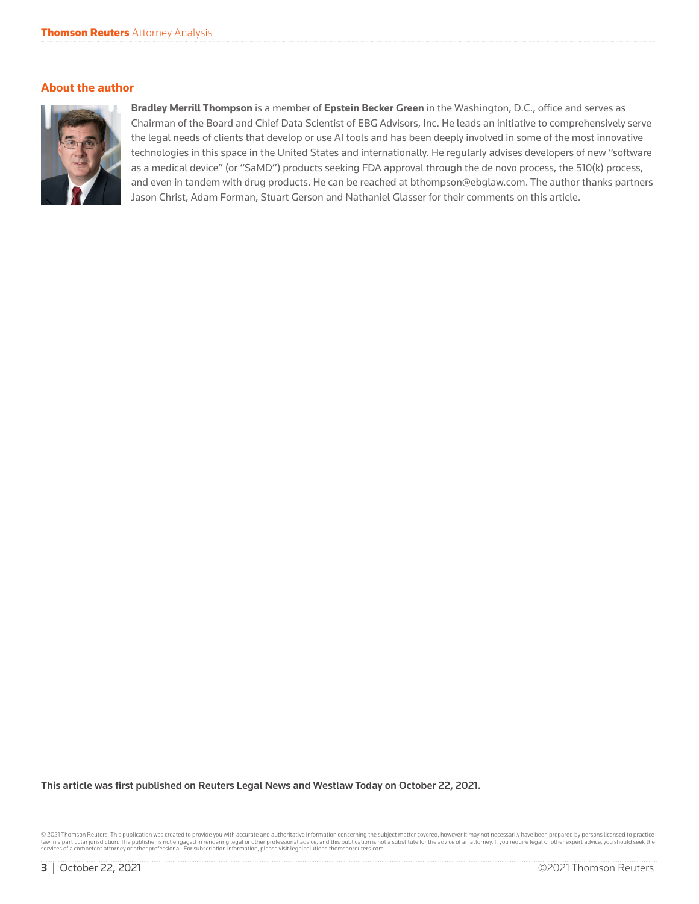## About the author

**Bradley Merrill Thompson** is a member of **Epstein Becker Green** in the Washington, D.C., office and serves as Chairman of the Board and Chief Data Scientist of EBG Advisors, Inc. He leads an initiative to comprehensively serve the legal needs of clients that develop or use AI tools and has been deeply involved in some of the most innovative technologies in this space in the United States and internationally. He regularly advises developers of new "software as a medical device" (or "SaMD") products seeking FDA approval through the de novo process, the 510(k) process, and even in tandem with drug products. He can be reached at bthompson@ebglaw.com. The author thanks partners Jason Christ, Adam Forman, Stuart Gerson and Nathaniel Glasser for their comments on this article.

**This article was first published on Reuters Legal News and Westlaw Today on October 22, 2021.**

© 2021 Thomson Reuters. This publication was created to provide you with accurate and authoritative information concerning the subject matter covered, however it may not necessarily have been prepared by persons licensed to practice law in a particular jurisdiction. The publisher is not engaged in rendering legal or other professional advice, and this publication is not a substitute for the advice of an attorney. If you require legal or other expert advice, you should seek the services of a competent attorney or other professional. For subscription information, please visit legalsolutions.thomsonreuters.com.